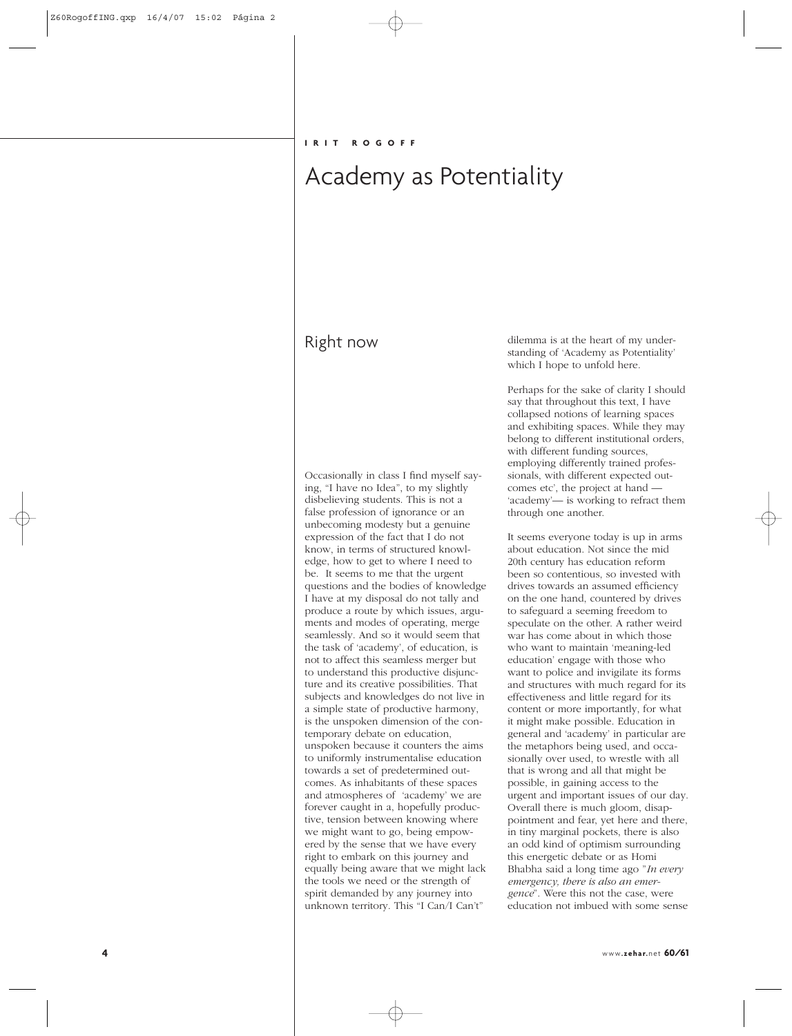**IRIT ROGOFF**

# Academy as Potentiality

## Right now

Occasionally in class I find myself saying, "I have no Idea", to my slightly disbelieving students. This is not a false profession of ignorance or an unbecoming modesty but a genuine expression of the fact that I do not know, in terms of structured knowledge, how to get to where I need to be. It seems to me that the urgent questions and the bodies of knowledge I have at my disposal do not tally and produce a route by which issues, arguments and modes of operating, merge seamlessly. And so it would seem that the task of 'academy', of education, is not to affect this seamless merger but to understand this productive disjuncture and its creative possibilities. That subjects and knowledges do not live in a simple state of productive harmony, is the unspoken dimension of the contemporary debate on education, unspoken because it counters the aims to uniformly instrumentalise education towards a set of predetermined outcomes. As inhabitants of these spaces and atmospheres of 'academy' we are forever caught in a, hopefully productive, tension between knowing where we might want to go, being empowered by the sense that we have every right to embark on this journey and equally being aware that we might lack the tools we need or the strength of spirit demanded by any journey into unknown territory. This "I Can/I Can't" dilemma is at the heart of my understanding of 'Academy as Potentiality' which I hope to unfold here.

Perhaps for the sake of clarity I should say that throughout this text, I have collapsed notions of learning spaces and exhibiting spaces. While they may belong to different institutional orders, with different funding sources, employing differently trained professionals, with different expected outcomes etc', the project at hand — 'academy'— is working to refract them through one another.

It seems everyone today is up in arms about education. Not since the mid 20th century has education reform been so contentious, so invested with drives towards an assumed efficiency on the one hand, countered by drives to safeguard a seeming freedom to speculate on the other. A rather weird war has come about in which those who want to maintain 'meaning-led education' engage with those who want to police and invigilate its forms and structures with much regard for its effectiveness and little regard for its content or more importantly, for what it might make possible. Education in general and 'academy' in particular are the metaphors being used, and occasionally over used, to wrestle with all that is wrong and all that might be possible, in gaining access to the urgent and important issues of our day. Overall there is much gloom, disappointment and fear, yet here and there, in tiny marginal pockets, there is also an odd kind of optimism surrounding this energetic debate or as Homi Bhabha said a long time ago "*In every emergency, there is also an emergence*". Were this not the case, were education not imbued with some sense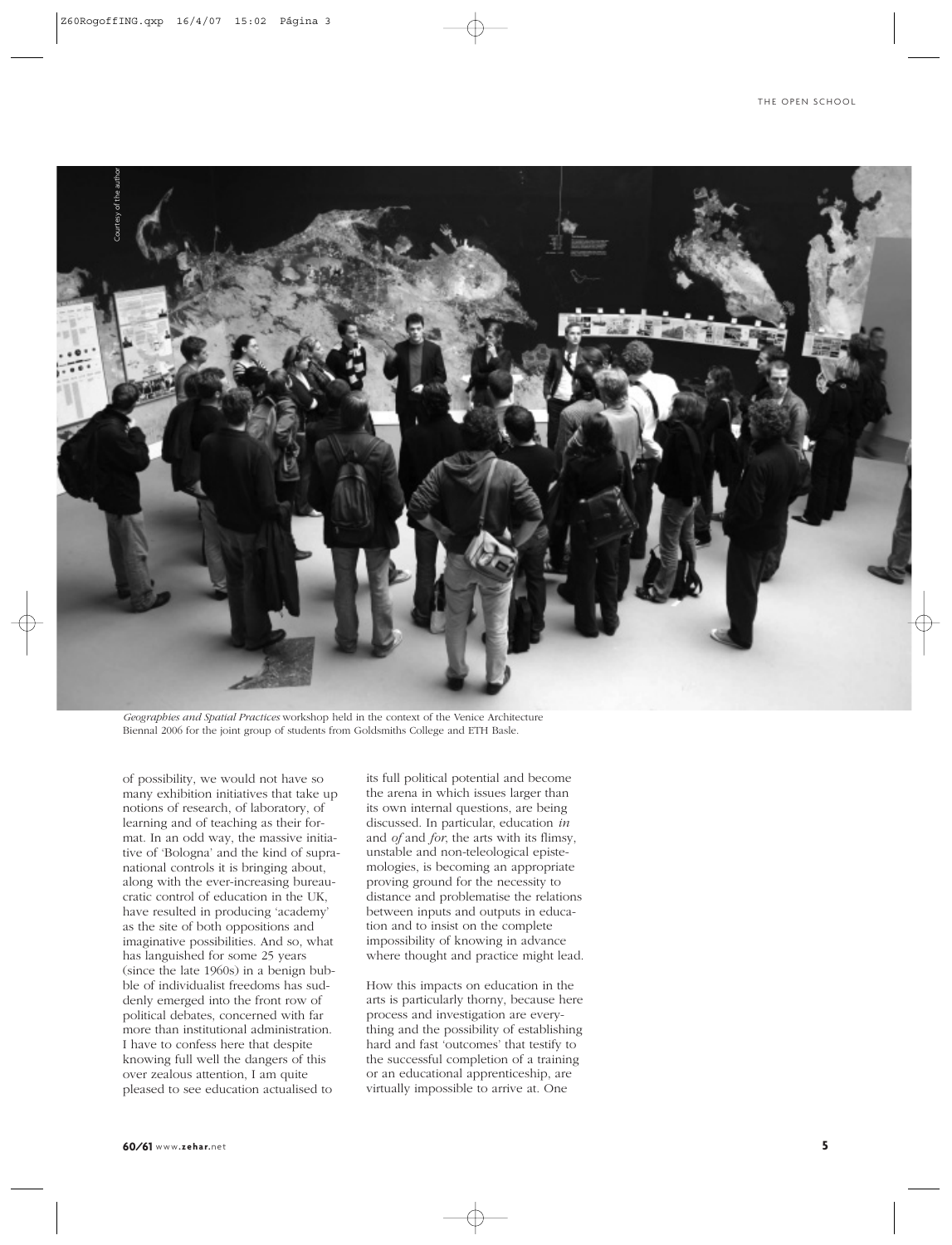*Geographies and Spatial Practices* workshop held in the context of the Venice Architecture Biennal 2006 for the joint group of students from Goldsmiths College and ETH Basle.

of possibility, we would not have so many exhibition initiatives that take up notions of research, of laboratory, of learning and of teaching as their format. In an odd way, the massive initiative of 'Bologna' and the kind of supranational controls it is bringing about, along with the ever-increasing bureaucratic control of education in the UK, have resulted in producing 'academy' as the site of both oppositions and imaginative possibilities. And so, what has languished for some 25 years (since the late 1960s) in a benign bubble of individualist freedoms has suddenly emerged into the front row of political debates, concerned with far more than institutional administration. I have to confess here that despite knowing full well the dangers of this over zealous attention, I am quite pleased to see education actualised to its full political potential and become the arena in which issues larger than its own internal questions, are being discussed. In particular, education *in* and *of* and *for*, the arts with its flimsy, unstable and non-teleological epistemologies, is becoming an appropriate proving ground for the necessity to distance and problematise the relations between inputs and outputs in education and to insist on the complete impossibility of knowing in advance where thought and practice might lead.

How this impacts on education in the arts is particularly thorny, because here process and investigation are everything and the possibility of establishing hard and fast 'outcomes' that testify to the successful completion of a training or an educational apprenticeship, are virtually impossible to arrive at. One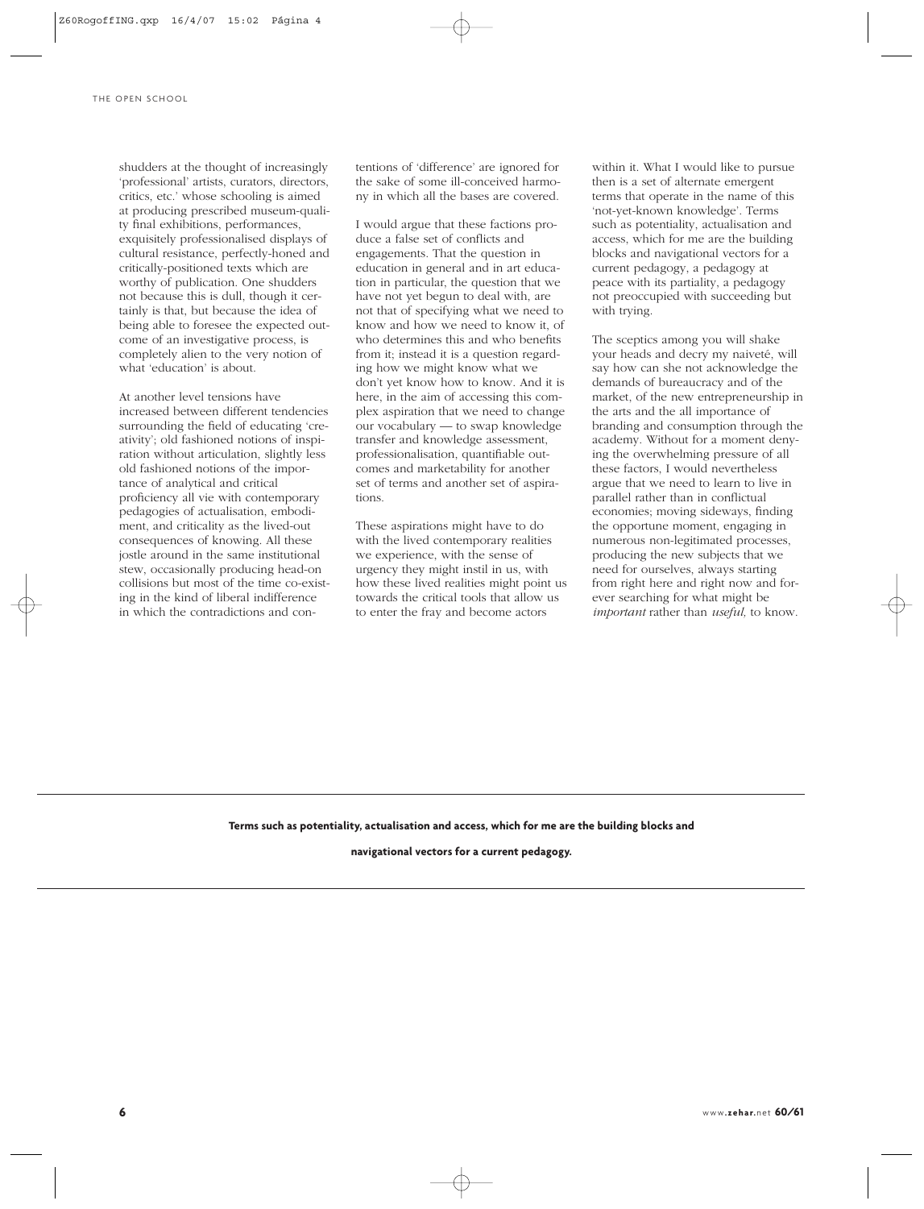shudders at the thought of increasingly 'professional' artists, curators, directors, critics, etc.' whose schooling is aimed at producing prescribed museum-quality final exhibitions, performances, exquisitely professionalised displays of cultural resistance, perfectly-honed and critically-positioned texts which are worthy of publication. One shudders not because this is dull, though it certainly is that, but because the idea of being able to foresee the expected outcome of an investigative process, is completely alien to the very notion of what 'education' is about.

At another level tensions have increased between different tendencies surrounding the field of educating 'creativity'; old fashioned notions of inspiration without articulation, slightly less old fashioned notions of the importance of analytical and critical proficiency all vie with contemporary pedagogies of actualisation, embodiment, and criticality as the lived-out consequences of knowing. All these jostle around in the same institutional stew, occasionally producing head-on collisions but most of the time co-existing in the kind of liberal indifference in which the contradictions and contentions of 'difference' are ignored for the sake of some ill-conceived harmony in which all the bases are covered.

I would argue that these factions produce a false set of conflicts and engagements. That the question in education in general and in art education in particular, the question that we have not yet begun to deal with, are not that of specifying what we need to know and how we need to know it, of who determines this and who benefits from it; instead it is a question regarding how we might know what we don't yet know how to know. And it is here, in the aim of accessing this complex aspiration that we need to change our vocabulary — to swap knowledge transfer and knowledge assessment, professionalisation, quantifiable outcomes and marketability for another set of terms and another set of aspirations.

These aspirations might have to do with the lived contemporary realities we experience, with the sense of urgency they might instil in us, with how these lived realities might point us towards the critical tools that allow us to enter the fray and become actors within it. What I would like to pursue then is a set of alternate emergent terms that operate in the name of this 'not-yet-known knowledge'. Terms such as potentiality, actualisation and access, which for me are the building blocks and navigational vectors for a current pedagogy, a pedagogy at peace with its partiality, a pedagogy not preoccupied with succeeding but with trying.

The sceptics among you will shake your heads and decry my naiveté, will say how can she not acknowledge the demands of bureaucracy and of the market, of the new entrepreneurship in the arts and the all importance of branding and consumption through the academy. Without for a moment denying the overwhelming pressure of all these factors, I would nevertheless argue that we need to learn to live in parallel rather than in conflictual economies; moving sideways, finding the opportune moment, engaging in numerous non-legitimated processes, producing the new subjects that we need for ourselves, always starting from right here and right now and forever searching for what might be *important* rather than *useful*, to know.

---

**Terms such as potentiality, actualisation and access, which for me are the building blocks and navigational vectors for a current pedagogy.**

---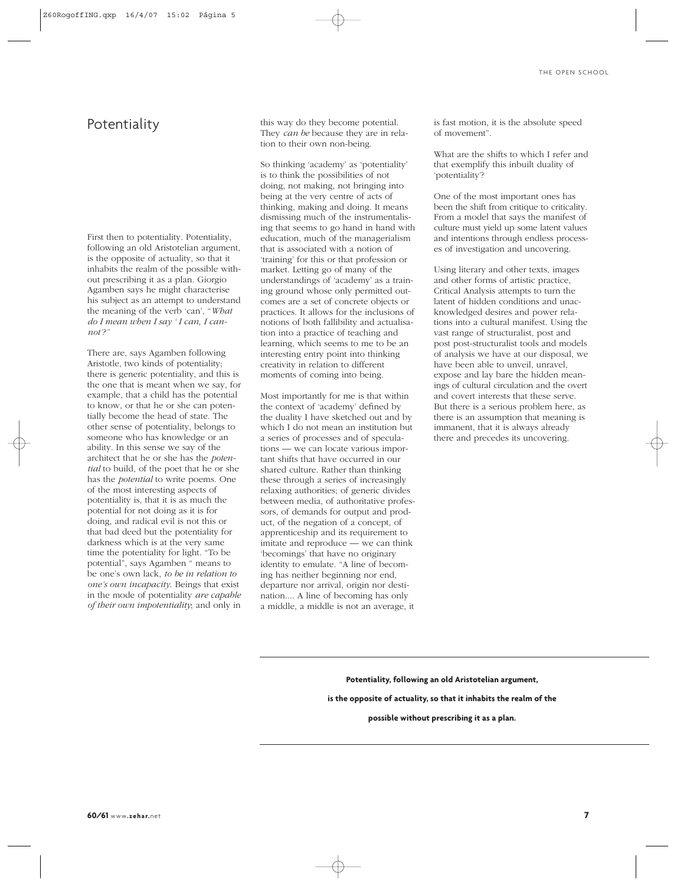## Potentiality

First then to potentiality. Potentiality, following an old Aristotelian argument, is the opposite of actuality, so that it inhabits the realm of the possible without prescribing it as a plan. Giorgio Agamben says he might characterise his subject as an attempt to understand the meaning of the verb 'can', "*What do I mean when I say ' I can, I cannot'?"*

There are, says Agamben following Aristotle, two kinds of potentiality; there is generic potentiality, and this is the one that is meant when we say, for example, that a child has the potential to know, or that he or she can potentially become the head of state. The other sense of potentiality, belongs to someone who has knowledge or an ability. In this sense we say of the architect that he or she has the *potential* to build, of the poet that he or she has the *potential* to write poems. One of the most interesting aspects of potentiality is, that it is as much the potential for not doing as it is for doing, and radical evil is not this or that bad deed but the potentiality for darkness which is at the very same time the potentiality for light. "To be potential", says Agamben " means to be one's own lack, *to be in relation to one's own incapacity.* Beings that exist in the mode of potentiality *are capable of their own impotentiality*; and only in this way do they become potential. They *can be* because they are in relation to their own non-being.

So thinking 'academy' as 'potentiality' is to think the possibilities of not doing, not making, not bringing into being at the very centre of acts of thinking, making and doing. It means dismissing much of the instrumentalising that seems to go hand in hand with education, much of the managerialism that is associated with a notion of 'training' for this or that profession or market. Letting go of many of the understandings of 'academy' as a training ground whose only permitted outcomes are a set of concrete objects or practices. It allows for the inclusions of notions of both fallibility and actualisation into a practice of teaching and learning, which seems to me to be an interesting entry point into thinking creativity in relation to different moments of coming into being.

Most importantly for me is that within the context of 'academy' defined by the duality I have sketched out and by which I do not mean an institution but a series of processes and of speculations — we can locate various important shifts that have occurred in our shared culture. Rather than thinking these through a series of increasingly relaxing authorities; of generic divides between media, of authoritative professors, of demands for output and product, of the negation of a concept, of apprenticeship and its requirement to imitate and reproduce — we can think 'becomings' that have no originary identity to emulate. "A line of becoming has neither beginning nor end, departure nor arrival, origin nor destination.... A line of becoming has only a middle, a middle is not an average, it is fast motion, it is the absolute speed of movement".

What are the shifts to which I refer and that exemplify this inbuilt duality of 'potentiality'?

One of the most important ones has been the shift from critique to criticality. From a model that says the manifest of culture must yield up some latent values and intentions through endless processes of investigation and uncovering.

Using literary and other texts, images and other forms of artistic practice, Critical Analysis attempts to turn the latent of hidden conditions and unacknowledged desires and power relations into a cultural manifest. Using the vast range of structuralist, post and post post-structuralist tools and models of analysis we have at our disposal, we have been able to unveil, unravel, expose and lay bare the hidden meanings of cultural circulation and the overt and covert interests that these serve. But there is a serious problem here, as there is an assumption that meaning is immanent, that it is always already there and precedes its uncovering.

**Potentiality, following an old Aristotelian argument, is the opposite of actuality, so that it inhabits the realm of the possible without prescribing it as a plan.**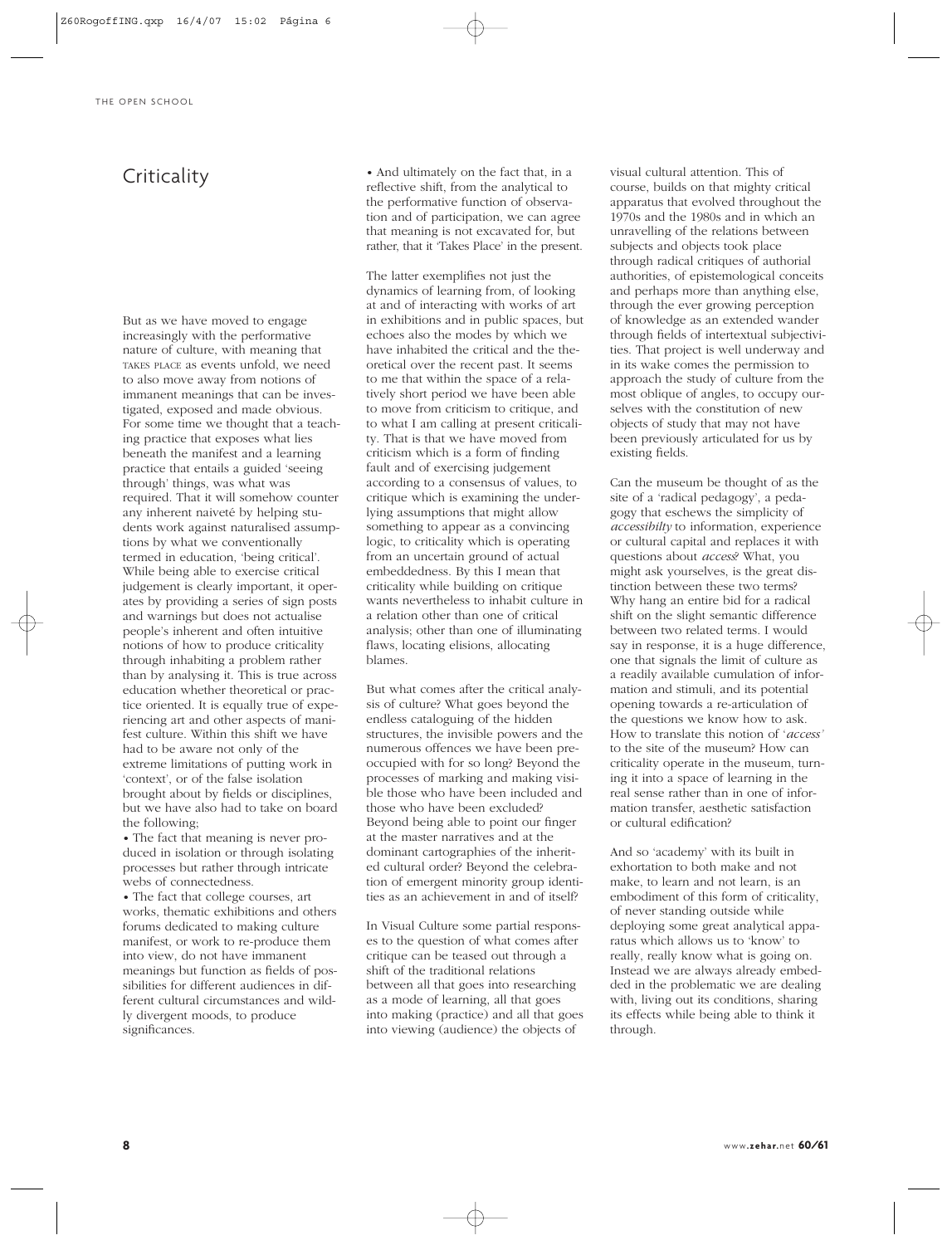## Criticality

But as we have moved to engage increasingly with the performative nature of culture, with meaning that TAKES PLACE as events unfold, we need to also move away from notions of immanent meanings that can be investigated, exposed and made obvious. For some time we thought that a teaching practice that exposes what lies beneath the manifest and a learning practice that entails a guided 'seeing through' things, was what was required. That it will somehow counter any inherent naiveté by helping students work against naturalised assumptions by what we conventionally termed in education, 'being critical'. While being able to exercise critical judgement is clearly important, it operates by providing a series of sign posts and warnings but does not actualise people's inherent and often intuitive notions of how to produce criticality through inhabiting a problem rather than by analysing it. This is true across education whether theoretical or practice oriented. It is equally true of experiencing art and other aspects of manifest culture. Within this shift we have had to be aware not only of the extreme limitations of putting work in 'context', or of the false isolation brought about by fields or disciplines, but we have also had to take on board the following;

- The fact that meaning is never produced in isolation or through isolating processes but rather through intricate webs of connectedness.
- The fact that college courses, art works, thematic exhibitions and others forums dedicated to making culture manifest, or work to re-produce them into view, do not have immanent meanings but function as fields of possibilities for different audiences in different cultural circumstances and wildly divergent moods, to produce significances.
- And ultimately on the fact that, in a reflective shift, from the analytical to the performative function of observation and of participation, we can agree that meaning is not excavated for, but rather, that it 'Takes Place' in the present.

The latter exemplifies not just the dynamics of learning from, of looking at and of interacting with works of art in exhibitions and in public spaces, but echoes also the modes by which we have inhabited the critical and the theoretical over the recent past. It seems to me that within the space of a relatively short period we have been able to move from criticism to critique, and to what I am calling at present criticality. That is that we have moved from criticism which is a form of finding fault and of exercising judgement according to a consensus of values, to critique which is examining the underlying assumptions that might allow something to appear as a convincing logic, to criticality which is operating from an uncertain ground of actual embeddedness. By this I mean that criticality while building on critique wants nevertheless to inhabit culture in a relation other than one of critical analysis; other than one of illuminating flaws, locating elisions, allocating blames.

But what comes after the critical analysis of culture? What goes beyond the endless cataloguing of the hidden structures, the invisible powers and the numerous offences we have been preoccupied with for so long? Beyond the processes of marking and making visible those who have been included and those who have been excluded? Beyond being able to point our finger at the master narratives and at the dominant cartographies of the inherited cultural order? Beyond the celebration of emergent minority group identities as an achievement in and of itself?

In Visual Culture some partial responses to the question of what comes after critique can be teased out through a shift of the traditional relations between all that goes into researching as a mode of learning, all that goes into making (practice) and all that goes into viewing (audience) the objects of visual cultural attention. This of course, builds on that mighty critical apparatus that evolved throughout the 1970s and the 1980s and in which an unravelling of the relations between subjects and objects took place through radical critiques of authorial authorities, of epistemological conceits and perhaps more than anything else, through the ever growing perception of knowledge as an extended wander through fields of intertextual subjectivities. That project is well underway and in its wake comes the permission to approach the study of culture from the most oblique of angles, to occupy ourselves with the constitution of new objects of study that may not have been previously articulated for us by existing fields.

Can the museum be thought of as the site of a 'radical pedagogy', a pedagogy that eschews the simplicity of *accessibilty* to information, experience or cultural capital and replaces it with questions about *access*? What, you might ask yourselves, is the great distinction between these two terms? Why hang an entire bid for a radical shift on the slight semantic difference between two related terms. I would say in response, it is a huge difference, one that signals the limit of culture as a readily available cumulation of information and stimuli, and its potential opening towards a re-articulation of the questions we know how to ask. How to translate this notion of '*access*' to the site of the museum? How can criticality operate in the museum, turning it into a space of learning in the real sense rather than in one of information transfer, aesthetic satisfaction or cultural edification?

And so 'academy' with its built in exhortation to both make and not make, to learn and not learn, is an embodiment of this form of criticality, of never standing outside while deploying some great analytical apparatus which allows us to 'know' to really, really know what is going on. Instead we are always already embedded in the problematic we are dealing with, living out its conditions, sharing its effects while being able to think it through.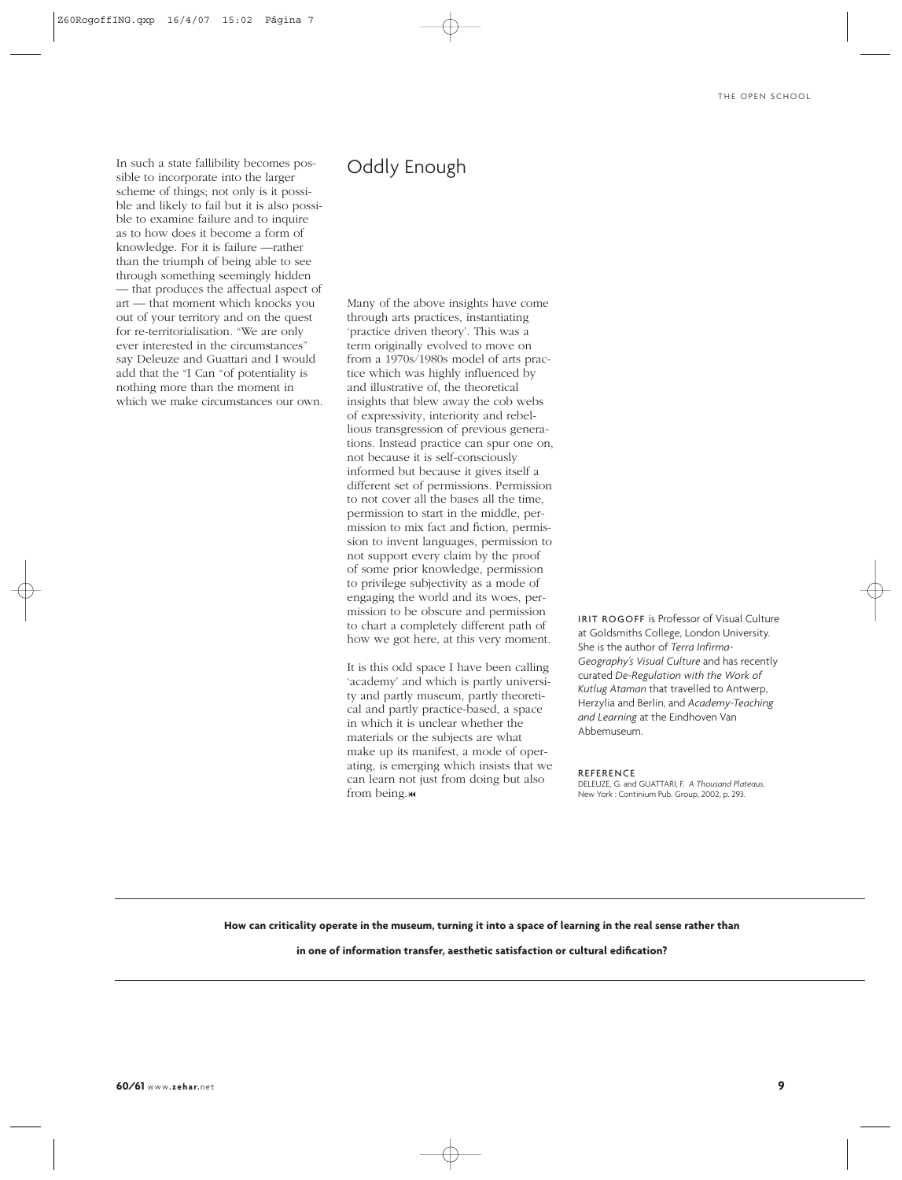In such a state fallibility becomes possible to incorporate into the larger scheme of things; not only is it possible and likely to fail but it is also possible to examine failure and to inquire as to how does it become a form of knowledge. For it is failure —rather than the triumph of being able to see through something seemingly hidden — that produces the affectual aspect of art — that moment which knocks you out of your territory and on the quest for re-territorialisation. "We are only ever interested in the circumstances" say Deleuze and Guattari and I would add that the "I Can "of potentiality is nothing more than the moment in which we make circumstances our own.

## Oddly Enough

Many of the above insights have come through arts practices, instantiating 'practice driven theory'. This was a term originally evolved to move on from a 1970s/1980s model of arts practice which was highly influenced by and illustrative of, the theoretical insights that blew away the cob webs of expressivity, interiority and rebellious transgression of previous generations. Instead practice can spur one on, not because it is self-consciously informed but because it gives itself a different set of permissions. Permission to not cover all the bases all the time, permission to start in the middle, permission to mix fact and fiction, permission to invent languages, permission to not support every claim by the proof of some prior knowledge, permission to privilege subjectivity as a mode of engaging the world and its woes, permission to be obscure and permission to chart a completely different path of how we got here, at this very moment.

It is this odd space I have been calling 'academy' and which is partly university and partly museum, partly theoretical and partly practice-based, a space in which it is unclear whether the materials or the subjects are what make up its manifest, a mode of operating, is emerging which insists that we can learn not just from doing but also from being.

IRIT ROGOFF is Professor of Visual Culture at Goldsmiths College, London University. She is the author of *Terra Infirma-Geography's Visual Culture* and has recently curated *De-Regulation with the Work of Kutlug Ataman* that travelled to Antwerp, Herzylia and Berlin, and *Academy-Teaching and Learning* at the Eindhoven Van Abbemuseum.

### REFERENCE

DELEUZE, G. and GUATTARI, F. *A Thousand Plateaus*, New York : Continium Pub. Group, 2002, p. 293.

**How can criticality operate in the museum, turning it into a space of learning in the real sense rather than in one of information transfer, aesthetic satisfaction or cultural edification?**